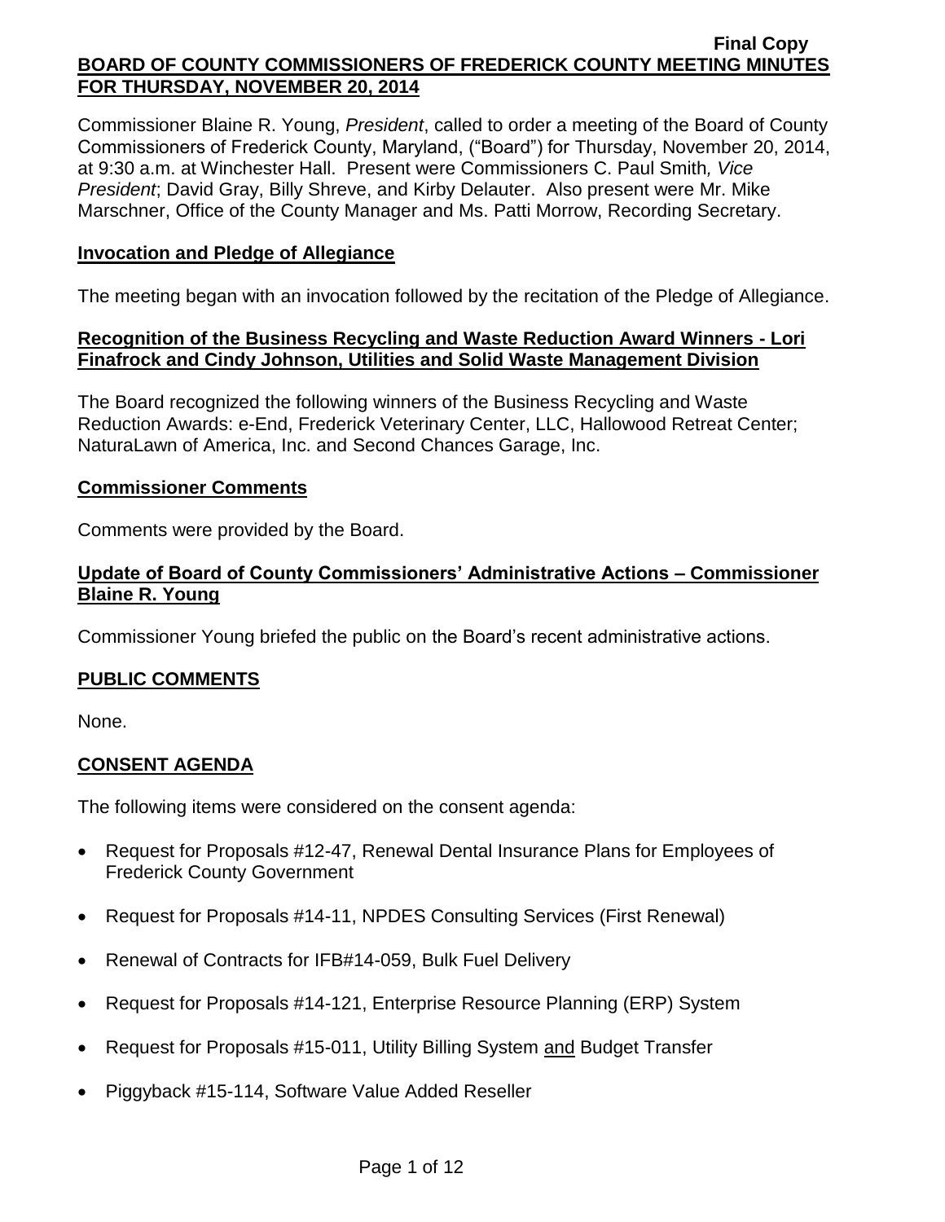**Final Copy**

**BOARD OF COUNTY COMMISSIONERS OF FREDERICK COUNTY MEETING MINUTES FOR THURSDAY, NOVEMBER 20, 2014**

Commissioner Blaine R. Young, *President*, called to order a meeting of the Board of County Commissioners of Frederick County, Maryland, ("Board") for Thursday, November 20, 2014, at 9:30 a.m. at Winchester Hall. Present were Commissioners C. Paul Smith*, Vice President*; David Gray, Billy Shreve, and Kirby Delauter. Also present were Mr. Mike Marschner, Office of the County Manager and Ms. Patti Morrow, Recording Secretary.

**Invocation and Pledge of Allegiance**

The meeting began with an invocation followed by the recitation of the Pledge of Allegiance.

**Recognition of the Business Recycling and Waste Reduction Award Winners - Lori Finafrock and Cindy Johnson, Utilities and Solid Waste Management Division**

The Board recognized the following winners of the Business Recycling and Waste Reduction Awards: e-End, Frederick Veterinary Center, LLC, Hallowood Retreat Center; NaturaLawn of America, Inc. and Second Chances Garage, Inc.

**Commissioner Comments**

Comments were provided by the Board.

**Update of Board of County Commissioners' Administrative Actions – Commissioner Blaine R. Young**

Commissioner Young briefed the public on the Board's recent administrative actions.

**PUBLIC COMMENTS**

None.

**CONSENT AGENDA**

The following items were considered on the consent agenda:

- Request for Proposals #12-47, Renewal Dental Insurance Plans for Employees of Frederick County Government
- Request for Proposals #14-11, NPDES Consulting Services (First Renewal)
- Renewal of Contracts for IFB#14-059, Bulk Fuel Delivery
- Request for Proposals #14-121, Enterprise Resource Planning (ERP) System
- Request for Proposals #15-011, Utility Billing System and Budget Transfer
- Piggyback #15-114, Software Value Added Reseller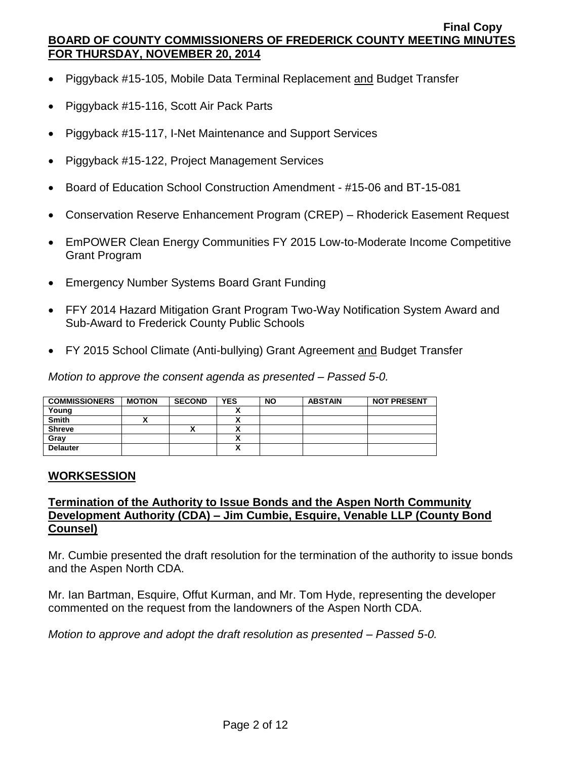- Piggyback #15-105, Mobile Data Terminal Replacement <u>and</u> Budget Transfer
- Piggyback #15-116, Scott Air Pack Parts
- Piggyback #15-117, I-Net Maintenance and Support Services
- Piggyback #15-122, Project Management Services
- Board of Education School Construction Amendment - #15-06 and BT-15-081
- Conservation Reserve Enhancement Program (CREP) – Rhoderick Easement Request
- EmPOWER Clean Energy Communities FY 2015 Low-to-Moderate Income Competitive Grant Program
- Emergency Number Systems Board Grant Funding
- FFY 2014 Hazard Mitigation Grant Program Two-Way Notification System Award and Sub-Award to Frederick County Public Schools
- FY 2015 School Climate (Anti-bullying) Grant Agreement <u>and</u> Budget Transfer

*Motion to approve the consent agenda as presented – Passed 5-0.*

| COMMISSIONERS | MOTION | SECOND | YES | NO | ABSTAIN | NOT PRESENT |
|---|---|---|---|---|---|---|
| Young | | | X | | | |
| Smith | X | | X | | | |
| Shreve | | X | X | | | |
| Gray | | | X | | | |
| Delauter | | | X | | | |

## WORKSESSION

### Termination of the Authority to Issue Bonds and the Aspen North Community Development Authority (CDA) – Jim Cumbie, Esquire, Venable LLP (County Bond Counsel)

Mr. Cumbie presented the draft resolution for the termination of the authority to issue bonds and the Aspen North CDA.

Mr. Ian Bartman, Esquire, Offut Kurman, and Mr. Tom Hyde, representing the developer commented on the request from the landowners of the Aspen North CDA.

*Motion to approve and adopt the draft resolution as presented – Passed 5-0.*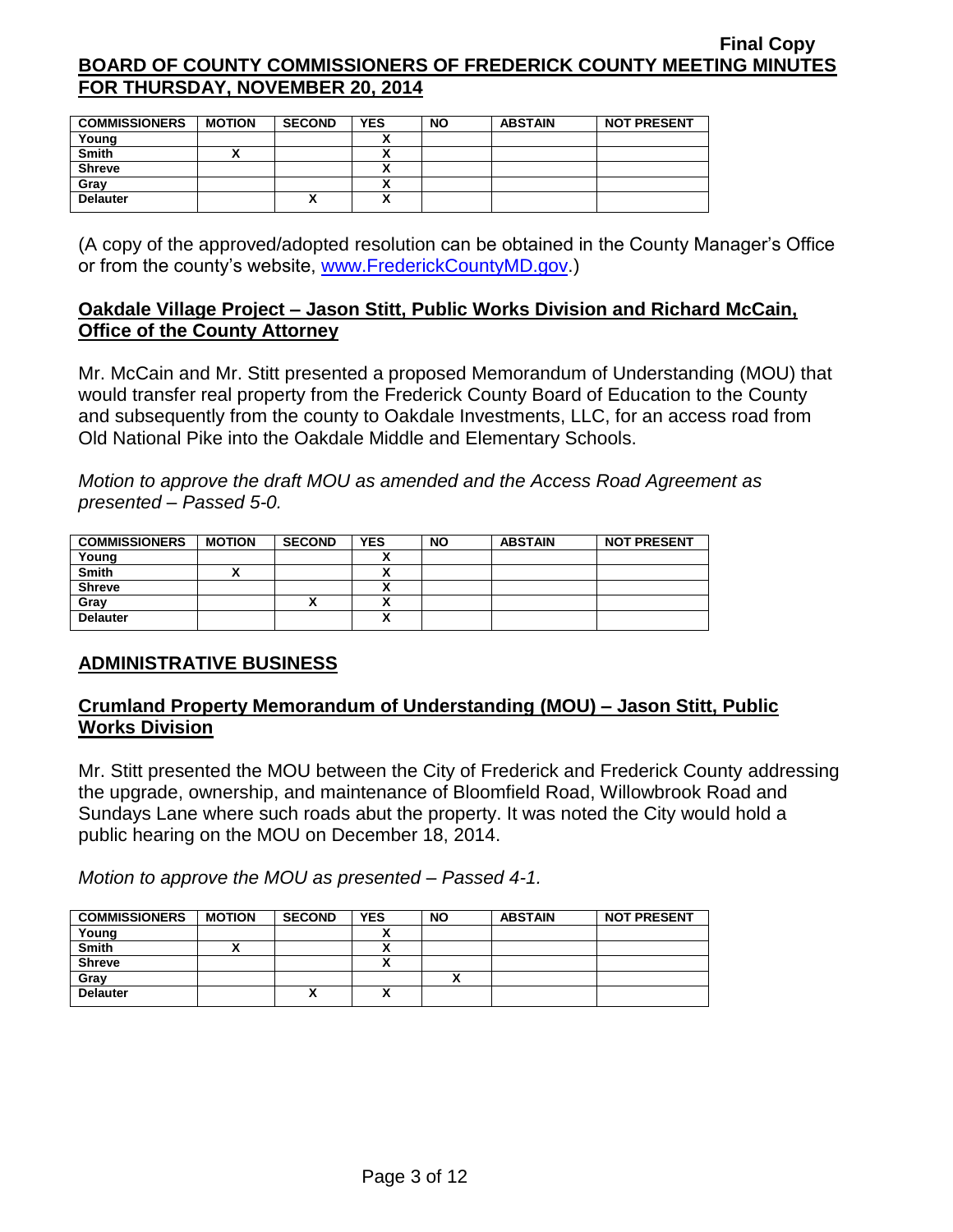| COMMISSIONERS | MOTION | SECOND | YES | NO | ABSTAIN | NOT PRESENT |
|---|---|---|---|---|---|---|
| Young | | | X | | | |
| Smith | X | | X | | | |
| Shreve | | | X | | | |
| Gray | | | X | | | |
| Delauter | | X | X | | | |

(A copy of the approved/adopted resolution can be obtained in the County Manager's Office or from the county's website, www.FrederickCountyMD.gov.)

**Oakdale Village Project – Jason Stitt, Public Works Division and Richard McCain, Office of the County Attorney**

Mr. McCain and Mr. Stitt presented a proposed Memorandum of Understanding (MOU) that would transfer real property from the Frederick County Board of Education to the County and subsequently from the county to Oakdale Investments, LLC, for an access road from Old National Pike into the Oakdale Middle and Elementary Schools.

*Motion to approve the draft MOU as amended and the Access Road Agreement as presented – Passed 5-0.*

| COMMISSIONERS | MOTION | SECOND | YES | NO | ABSTAIN | NOT PRESENT |
|---|---|---|---|---|---|---|
| Young | | | X | | | |
| Smith | X | | X | | | |
| Shreve | | | X | | | |
| Gray | | X | X | | | |
| Delauter | | | X | | | |

## ADMINISTRATIVE BUSINESS

**Crumland Property Memorandum of Understanding (MOU) – Jason Stitt, Public Works Division**

Mr. Stitt presented the MOU between the City of Frederick and Frederick County addressing the upgrade, ownership, and maintenance of Bloomfield Road, Willowbrook Road and Sundays Lane where such roads abut the property. It was noted the City would hold a public hearing on the MOU on December 18, 2014.

*Motion to approve the MOU as presented – Passed 4-1.*

| COMMISSIONERS | MOTION | SECOND | YES | NO | ABSTAIN | NOT PRESENT |
|---|---|---|---|---|---|---|
| Young | | | X | | | |
| Smith | X | | X | | | |
| Shreve | | | X | | | |
| Gray | | | | X | | |
| Delauter | | X | X | | | |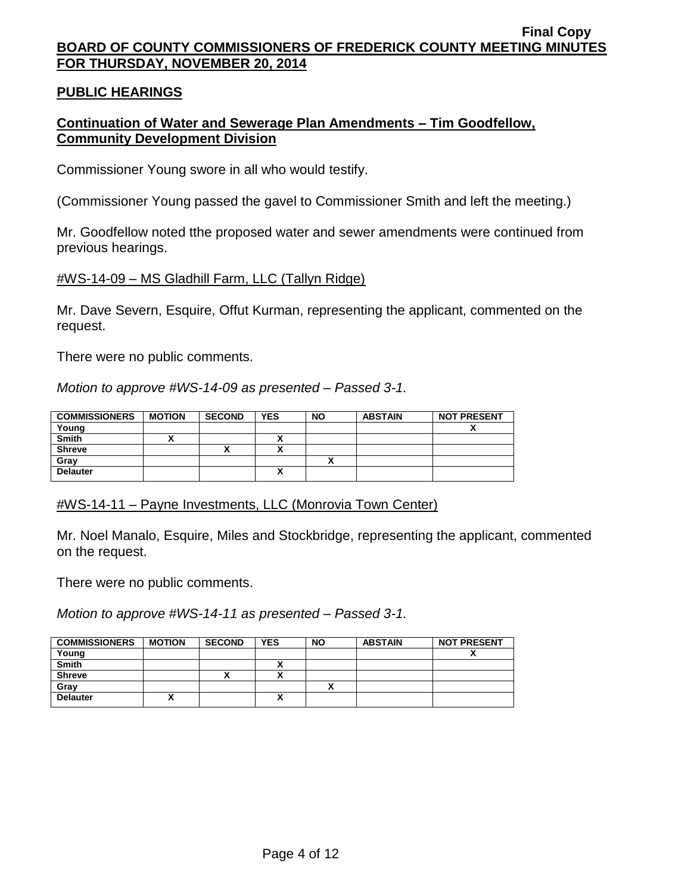**Final Copy**

**BOARD OF COUNTY COMMISSIONERS OF FREDERICK COUNTY MEETING MINUTES FOR THURSDAY, NOVEMBER 20, 2014**

## PUBLIC HEARINGS

### Continuation of Water and Sewerage Plan Amendments – Tim Goodfellow, Community Development Division

Commissioner Young swore in all who would testify.

(Commissioner Young passed the gavel to Commissioner Smith and left the meeting.)

Mr. Goodfellow noted tthe proposed water and sewer amendments were continued from previous hearings.

#WS-14-09 – MS Gladhill Farm, LLC (Tallyn Ridge)

Mr. Dave Severn, Esquire, Offut Kurman, representing the applicant, commented on the request.

There were no public comments.

*Motion to approve #WS-14-09 as presented – Passed 3-1.*

| COMMISSIONERS | MOTION | SECOND | YES | NO | ABSTAIN | NOT PRESENT |
|---|---|---|---|---|---|---|
| Young | | | | | | X |
| Smith | X | | X | | | |
| Shreve | | X | X | | | |
| Gray | | | | X | | |
| Delauter | | | X | | | |

#WS-14-11 – Payne Investments, LLC (Monrovia Town Center)

Mr. Noel Manalo, Esquire, Miles and Stockbridge, representing the applicant, commented on the request.

There were no public comments.

*Motion to approve #WS-14-11 as presented – Passed 3-1.*

| COMMISSIONERS | MOTION | SECOND | YES | NO | ABSTAIN | NOT PRESENT |
|---|---|---|---|---|---|---|
| Young | | | | | | X |
| Smith | | | X | | | |
| Shreve | | X | X | | | |
| Gray | | | | X | | |
| Delauter | X | | X | | | |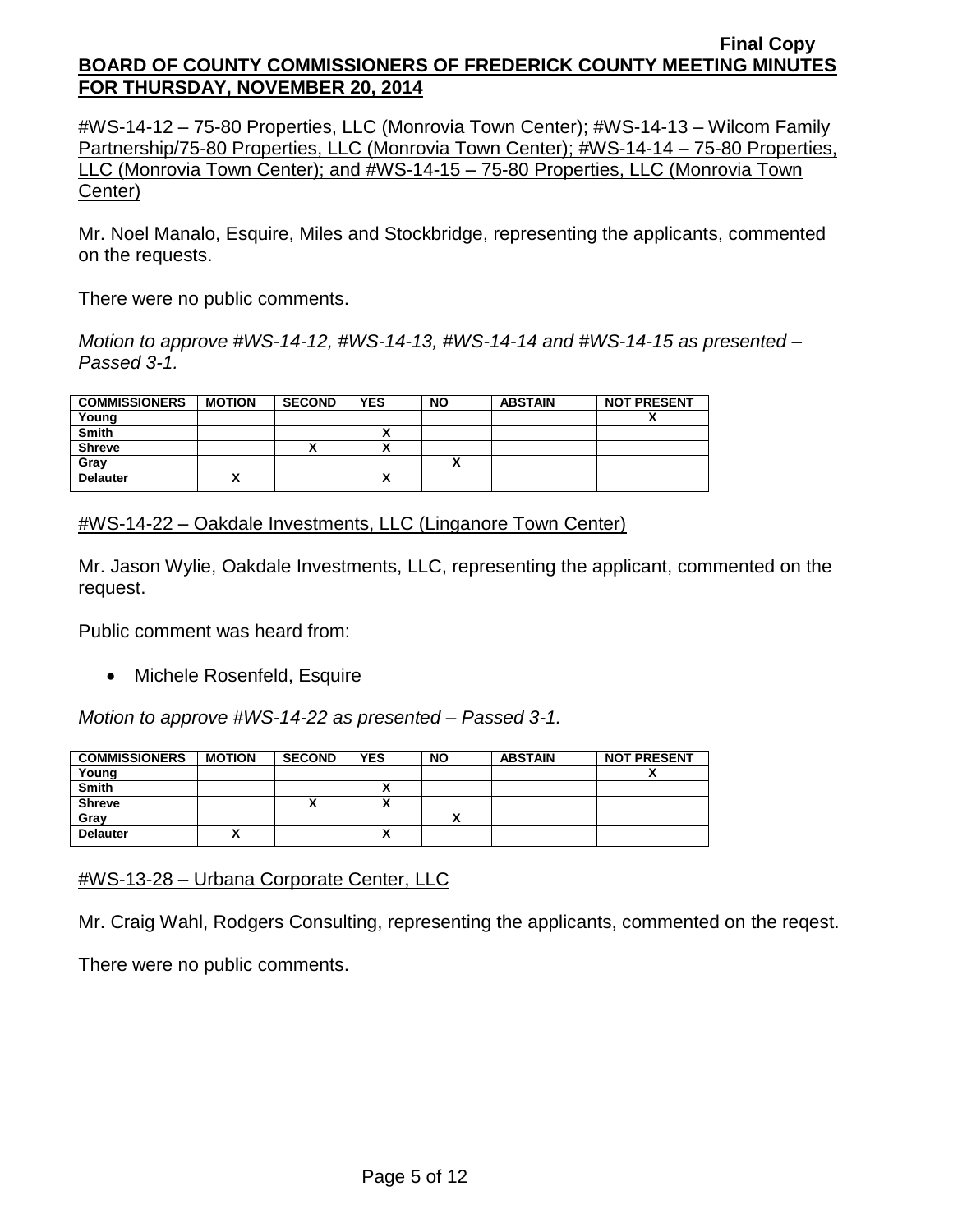#WS-14-12 – 75-80 Properties, LLC (Monrovia Town Center); #WS-14-13 – Wilcom Family Partnership/75-80 Properties, LLC (Monrovia Town Center); #WS-14-14 – 75-80 Properties, LLC (Monrovia Town Center); and #WS-14-15 – 75-80 Properties, LLC (Monrovia Town Center)

Mr. Noel Manalo, Esquire, Miles and Stockbridge, representing the applicants, commented on the requests.

There were no public comments.

*Motion to approve #WS-14-12, #WS-14-13, #WS-14-14 and #WS-14-15 as presented – Passed 3-1.*

| COMMISSIONERS | MOTION | SECOND | YES | NO | ABSTAIN | NOT PRESENT |
|---|---|---|---|---|---|---|
| Young | | | | | | X |
| Smith | | | X | | | |
| Shreve | | X | X | | | |
| Gray | | | | X | | |
| Delauter | X | | X | | | |

#WS-14-22 – Oakdale Investments, LLC (Linganore Town Center)

Mr. Jason Wylie, Oakdale Investments, LLC, representing the applicant, commented on the request.

Public comment was heard from:

- Michele Rosenfeld, Esquire

*Motion to approve #WS-14-22 as presented – Passed 3-1.*

| COMMISSIONERS | MOTION | SECOND | YES | NO | ABSTAIN | NOT PRESENT |
|---|---|---|---|---|---|---|
| Young | | | | | | X |
| Smith | | | X | | | |
| Shreve | | X | X | | | |
| Gray | | | | X | | |
| Delauter | X | | X | | | |

#WS-13-28 – Urbana Corporate Center, LLC

Mr. Craig Wahl, Rodgers Consulting, representing the applicants, commented on the reqest.

There were no public comments.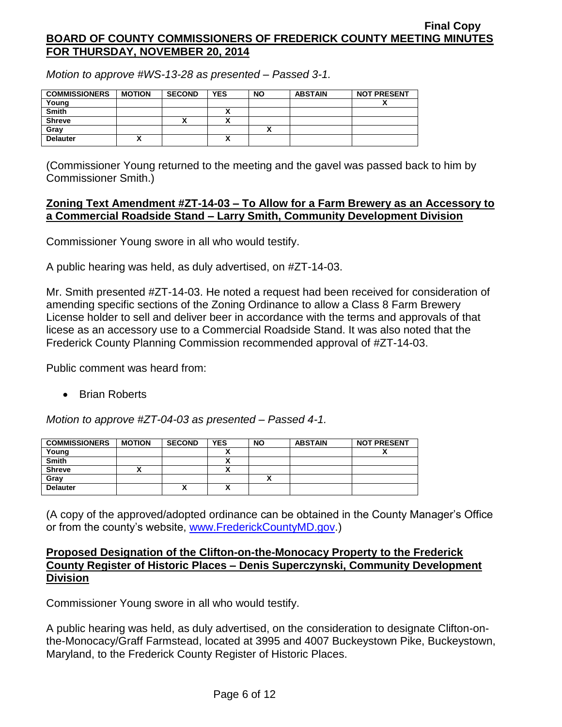*Motion to approve #WS-13-28 as presented – Passed 3-1.*

| COMMISSIONERS | MOTION | SECOND | YES | NO | ABSTAIN | NOT PRESENT |
|---|---|---|---|---|---|---|
| Young | | | | | | X |
| Smith | | | X | | | |
| Shreve | | X | X | | | |
| Gray | | | | X | | |
| Delauter | X | | X | | | |

(Commissioner Young returned to the meeting and the gavel was passed back to him by Commissioner Smith.)

**Zoning Text Amendment #ZT-14-03 – To Allow for a Farm Brewery as an Accessory to a Commercial Roadside Stand – Larry Smith, Community Development Division**

Commissioner Young swore in all who would testify.

A public hearing was held, as duly advertised, on #ZT-14-03.

Mr. Smith presented #ZT-14-03. He noted a request had been received for consideration of amending specific sections of the Zoning Ordinance to allow a Class 8 Farm Brewery License holder to sell and deliver beer in accordance with the terms and approvals of that licese as an accessory use to a Commercial Roadside Stand. It was also noted that the Frederick County Planning Commission recommended approval of #ZT-14-03.

Public comment was heard from:

- Brian Roberts

*Motion to approve #ZT-04-03 as presented – Passed 4-1.*

| COMMISSIONERS | MOTION | SECOND | YES | NO | ABSTAIN | NOT PRESENT |
|---|---|---|---|---|---|---|
| Young | | | X | | | X |
| Smith | | | X | | | |
| Shreve | X | | X | | | |
| Gray | | | | X | | |
| Delauter | | X | X | | | |

(A copy of the approved/adopted ordinance can be obtained in the County Manager's Office or from the county's website, www.FrederickCountyMD.gov.)

**Proposed Designation of the Clifton-on-the-Monocacy Property to the Frederick County Register of Historic Places – Denis Superczynski, Community Development Division**

Commissioner Young swore in all who would testify.

A public hearing was held, as duly advertised, on the consideration to designate Clifton-on-the-Monocacy/Graff Farmstead, located at 3995 and 4007 Buckeystown Pike, Buckeystown, Maryland, to the Frederick County Register of Historic Places.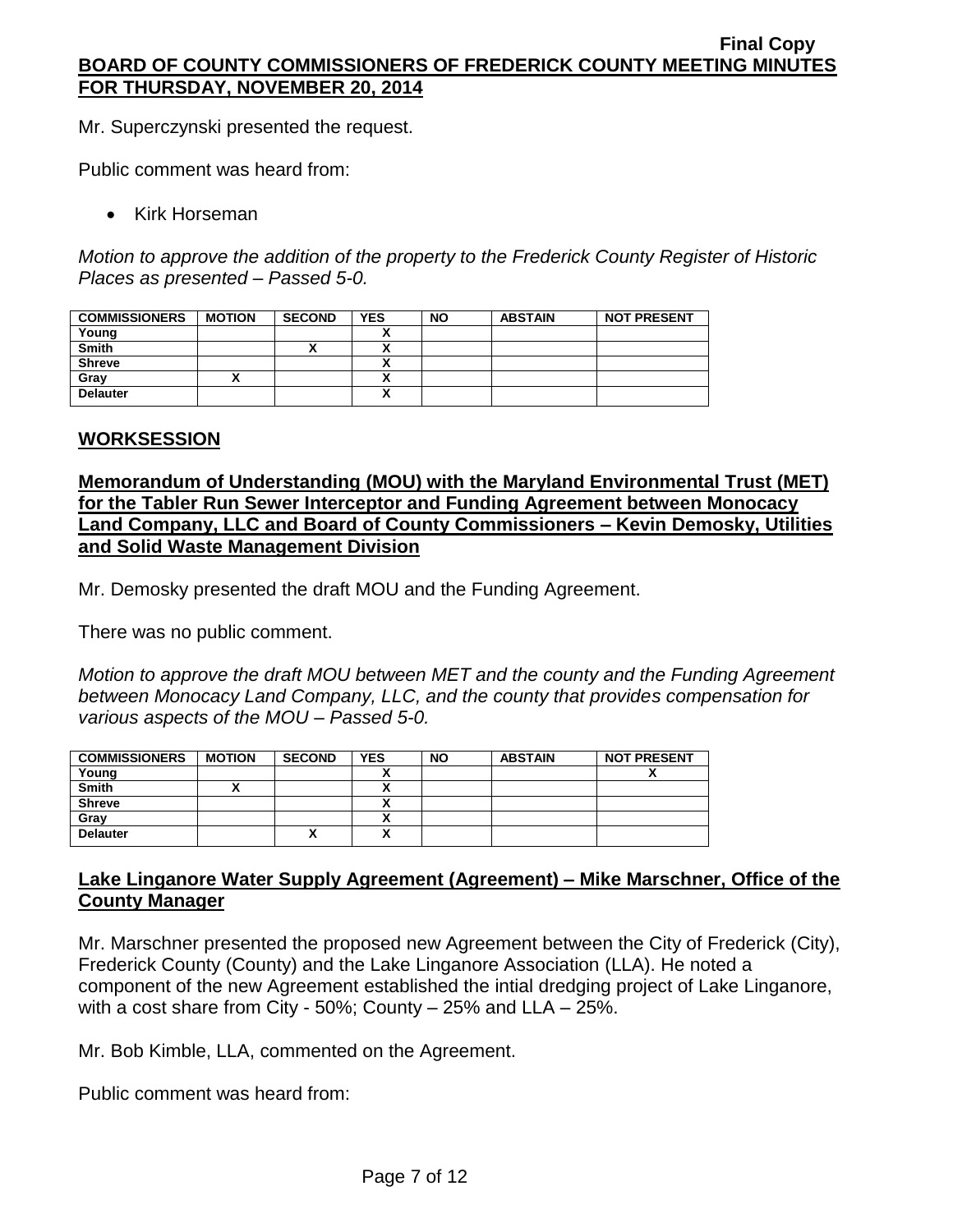Mr. Superczynski presented the request.

Public comment was heard from:

- Kirk Horseman

*Motion to approve the addition of the property to the Frederick County Register of Historic Places as presented – Passed 5-0.*

| COMMISSIONERS | MOTION | SECOND | YES | NO | ABSTAIN | NOT PRESENT |
|---|---|---|---|---|---|---|
| Young | | | X | | | |
| Smith | | X | X | | | |
| Shreve | | | X | | | |
| Gray | X | | X | | | |
| Delauter | | | X | | | |

## WORKSESSION

### Memorandum of Understanding (MOU) with the Maryland Environmental Trust (MET) for the Tabler Run Sewer Interceptor and Funding Agreement between Monocacy Land Company, LLC and Board of County Commissioners – Kevin Demosky, Utilities and Solid Waste Management Division

Mr. Demosky presented the draft MOU and the Funding Agreement.

There was no public comment.

*Motion to approve the draft MOU between MET and the county and the Funding Agreement between Monocacy Land Company, LLC, and the county that provides compensation for various aspects of the MOU – Passed 5-0.*

| COMMISSIONERS | MOTION | SECOND | YES | NO | ABSTAIN | NOT PRESENT |
|---|---|---|---|---|---|---|
| Young | | | X | | | X |
| Smith | X | | X | | | |
| Shreve | | | X | | | |
| Gray | | | X | | | |
| Delauter | | X | X | | | |

### Lake Linganore Water Supply Agreement (Agreement) – Mike Marschner, Office of the County Manager

Mr. Marschner presented the proposed new Agreement between the City of Frederick (City), Frederick County (County) and the Lake Linganore Association (LLA). He noted a component of the new Agreement established the intial dredging project of Lake Linganore, with a cost share from City - 50%; County – 25% and LLA – 25%.

Mr. Bob Kimble, LLA, commented on the Agreement.

Public comment was heard from: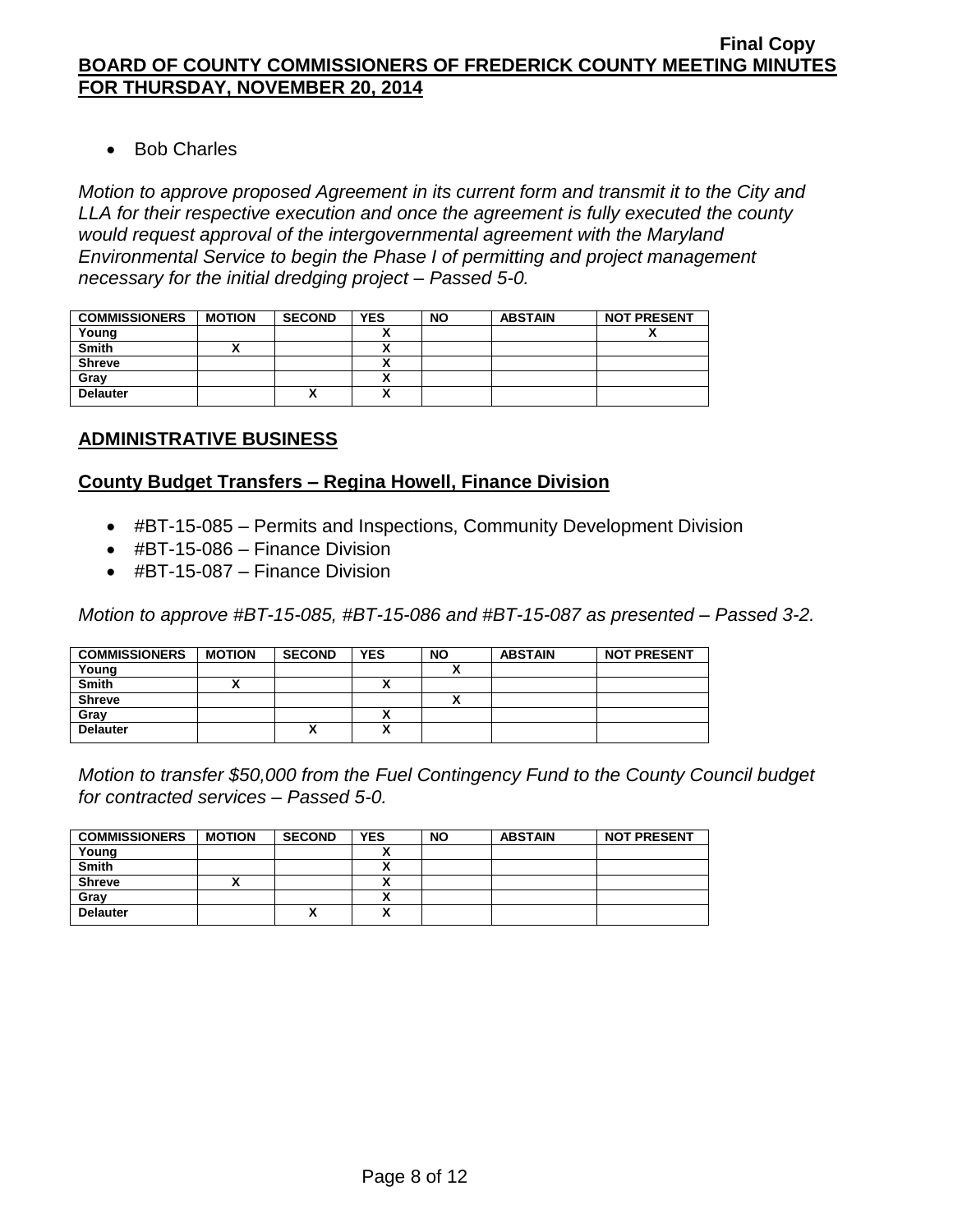- Bob Charles

*Motion to approve proposed Agreement in its current form and transmit it to the City and LLA for their respective execution and once the agreement is fully executed the county would request approval of the intergovernmental agreement with the Maryland Environmental Service to begin the Phase I of permitting and project management necessary for the initial dredging project – Passed 5-0.*

| COMMISSIONERS | MOTION | SECOND | YES | NO | ABSTAIN | NOT PRESENT |
|---|---|---|---|---|---|---|
| Young | | | X | | | X |
| Smith | X | | X | | | |
| Shreve | | | X | | | |
| Gray | | | X | | | |
| Delauter | | X | X | | | |

## ADMINISTRATIVE BUSINESS

### County Budget Transfers – Regina Howell, Finance Division

- #BT-15-085 – Permits and Inspections, Community Development Division
- #BT-15-086 – Finance Division
- #BT-15-087 – Finance Division

*Motion to approve #BT-15-085, #BT-15-086 and #BT-15-087 as presented – Passed 3-2.*

| COMMISSIONERS | MOTION | SECOND | YES | NO | ABSTAIN | NOT PRESENT |
|---|---|---|---|---|---|---|
| Young | | | | X | | |
| Smith | X | | X | | | |
| Shreve | | | | X | | |
| Gray | | | X | | | |
| Delauter | | X | X | | | |

*Motion to transfer $50,000 from the Fuel Contingency Fund to the County Council budget for contracted services – Passed 5-0.*

| COMMISSIONERS | MOTION | SECOND | YES | NO | ABSTAIN | NOT PRESENT |
|---|---|---|---|---|---|---|
| Young | | | X | | | |
| Smith | | | X | | | |
| Shreve | X | | X | | | |
| Gray | | | X | | | |
| Delauter | | X | X | | | |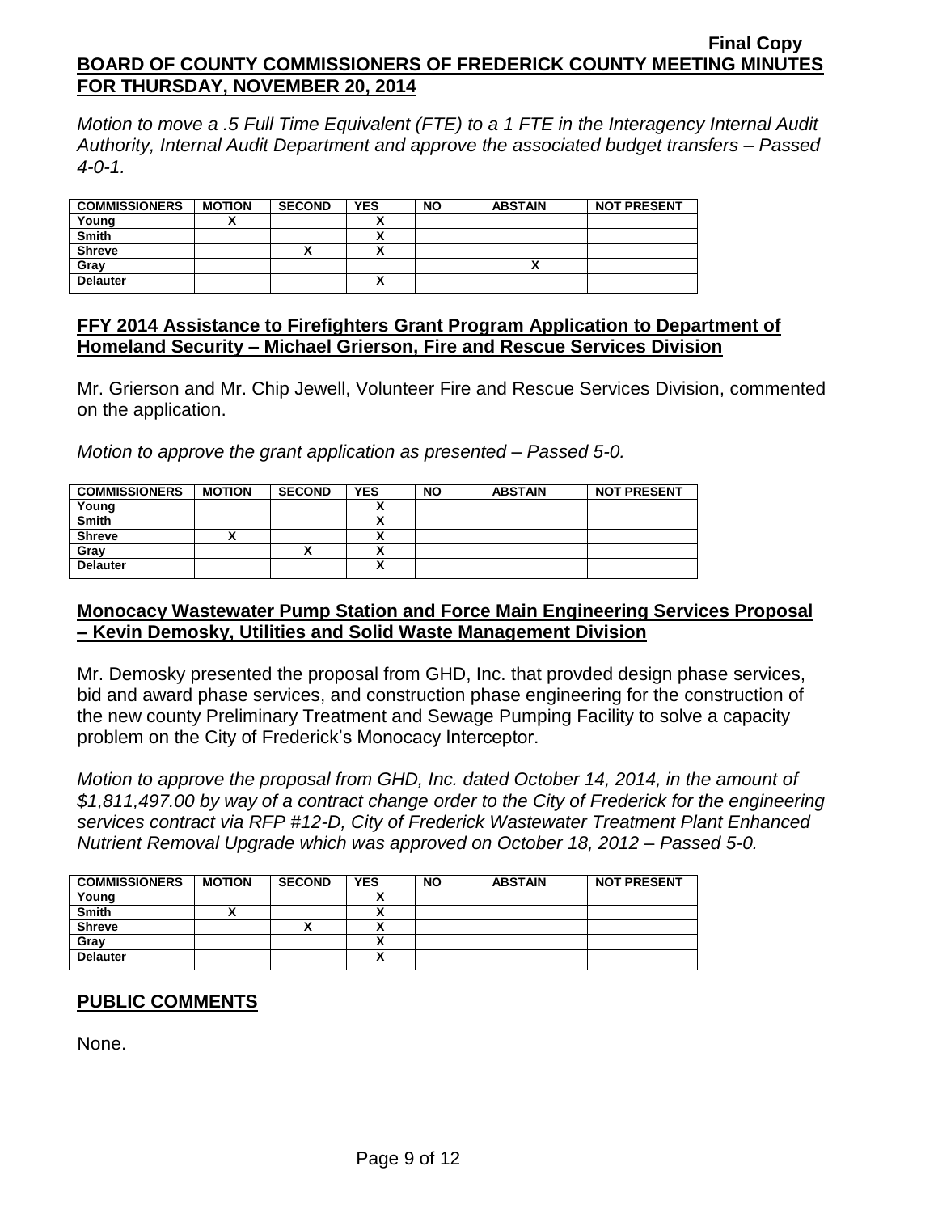*Motion to move a .5 Full Time Equivalent (FTE) to a 1 FTE in the Interagency Internal Audit Authority, Internal Audit Department and approve the associated budget transfers – Passed 4-0-1.*

| COMMISSIONERS | MOTION | SECOND | YES | NO | ABSTAIN | NOT PRESENT |
|---|---|---|---|---|---|---|
| Young | X | | X | | | |
| Smith | | | X | | | |
| Shreve | | X | X | | | |
| Gray | | | | | X | |
| Delauter | | | X | | | |

## FFY 2014 Assistance to Firefighters Grant Program Application to Department of Homeland Security – Michael Grierson, Fire and Rescue Services Division

Mr. Grierson and Mr. Chip Jewell, Volunteer Fire and Rescue Services Division, commented on the application.

*Motion to approve the grant application as presented – Passed 5-0.*

| COMMISSIONERS | MOTION | SECOND | YES | NO | ABSTAIN | NOT PRESENT |
|---|---|---|---|---|---|---|
| Young | | | X | | | |
| Smith | | | X | | | |
| Shreve | X | | X | | | |
| Gray | | X | X | | | |
| Delauter | | | X | | | |

## Monocacy Wastewater Pump Station and Force Main Engineering Services Proposal – Kevin Demosky, Utilities and Solid Waste Management Division

Mr. Demosky presented the proposal from GHD, Inc. that provded design phase services, bid and award phase services, and construction phase engineering for the construction of the new county Preliminary Treatment and Sewage Pumping Facility to solve a capacity problem on the City of Frederick's Monocacy Interceptor.

*Motion to approve the proposal from GHD, Inc. dated October 14, 2014, in the amount of $1,811,497.00 by way of a contract change order to the City of Frederick for the engineering services contract via RFP #12-D, City of Frederick Wastewater Treatment Plant Enhanced Nutrient Removal Upgrade which was approved on October 18, 2012 – Passed 5-0.*

| COMMISSIONERS | MOTION | SECOND | YES | NO | ABSTAIN | NOT PRESENT |
|---|---|---|---|---|---|---|
| Young | | | X | | | |
| Smith | X | | X | | | |
| Shreve | | X | X | | | |
| Gray | | | X | | | |
| Delauter | | | X | | | |

## PUBLIC COMMENTS

None.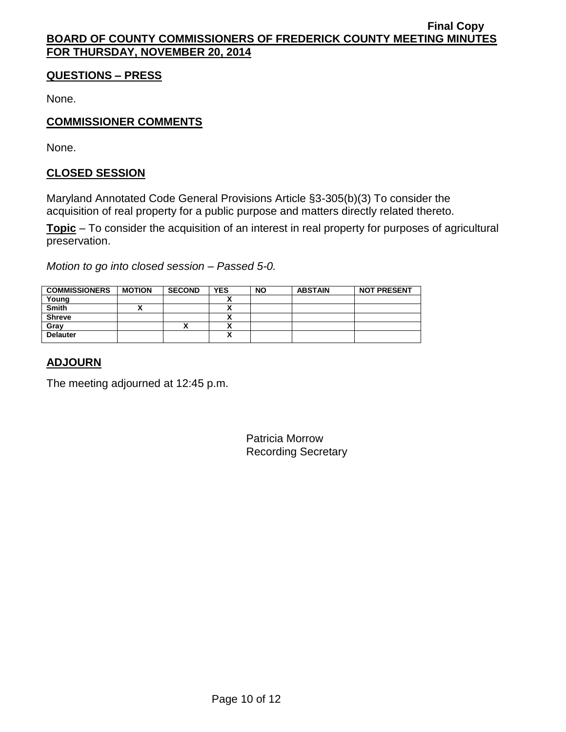## QUESTIONS – PRESS

None.

## COMMISSIONER COMMENTS

None.

## CLOSED SESSION

Maryland Annotated Code General Provisions Article §3-305(b)(3) To consider the acquisition of real property for a public purpose and matters directly related thereto.

**Topic** – To consider the acquisition of an interest in real property for purposes of agricultural preservation.

*Motion to go into closed session – Passed 5-0.*

| COMMISSIONERS | MOTION | SECOND | YES | NO | ABSTAIN | NOT PRESENT |
|---|---|---|---|---|---|---|
| Young | | | X | | | |
| Smith | X | | X | | | |
| Shreve | | | X | | | |
| Gray | | X | X | | | |
| Delauter | | | X | | | |

## ADJOURN

The meeting adjourned at 12:45 p.m.

Patricia Morrow
Recording Secretary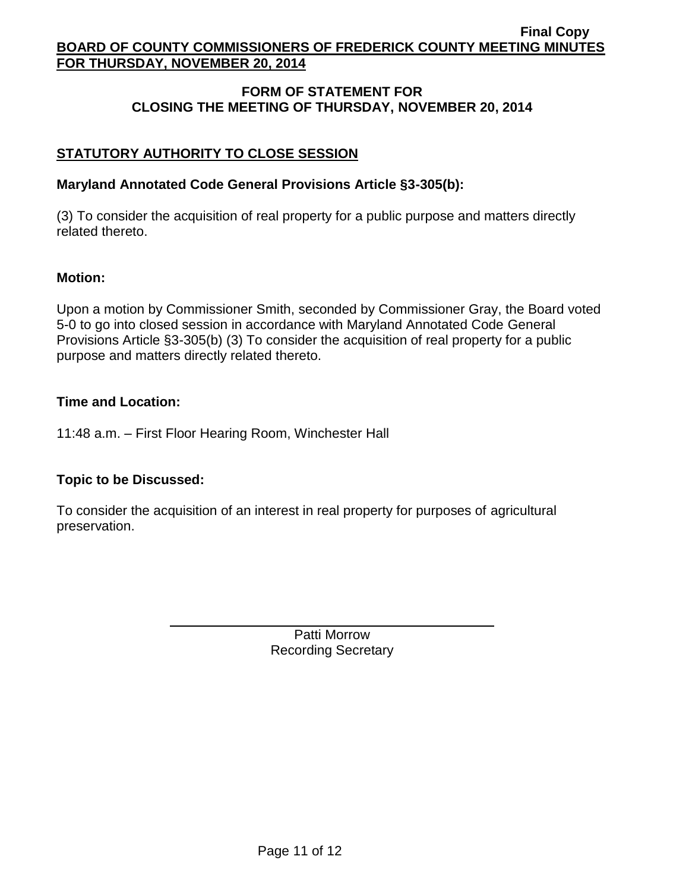## FORM OF STATEMENT FOR CLOSING THE MEETING OF THURSDAY, NOVEMBER 20, 2014

### STATUTORY AUTHORITY TO CLOSE SESSION

**Maryland Annotated Code General Provisions Article §3-305(b):**

(3) To consider the acquisition of real property for a public purpose and matters directly related thereto.

**Motion:**

Upon a motion by Commissioner Smith, seconded by Commissioner Gray, the Board voted 5-0 to go into closed session in accordance with Maryland Annotated Code General Provisions Article §3-305(b) (3) To consider the acquisition of real property for a public purpose and matters directly related thereto.

**Time and Location:**

11:48 a.m. – First Floor Hearing Room, Winchester Hall

**Topic to be Discussed:**

To consider the acquisition of an interest in real property for purposes of agricultural preservation.

Patti Morrow
Recording Secretary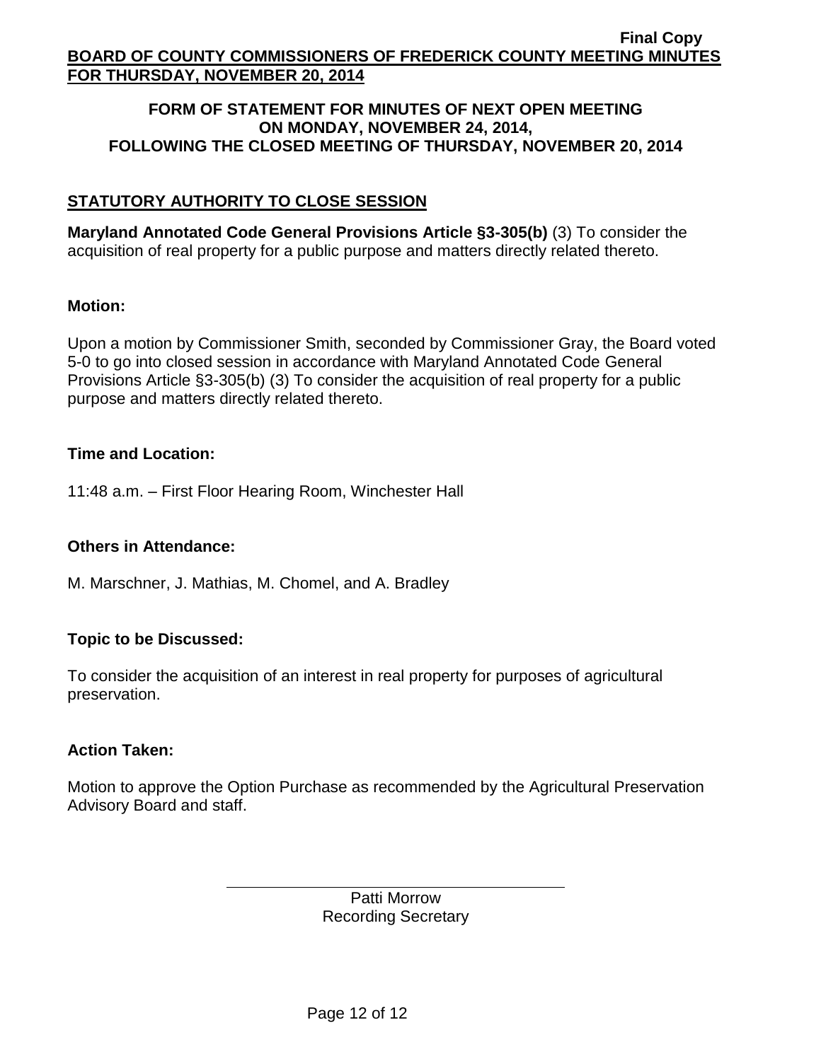**Final Copy**

**BOARD OF COUNTY COMMISSIONERS OF FREDERICK COUNTY MEETING MINUTES FOR THURSDAY, NOVEMBER 20, 2014**

**FORM OF STATEMENT FOR MINUTES OF NEXT OPEN MEETING ON MONDAY, NOVEMBER 24, 2014, FOLLOWING THE CLOSED MEETING OF THURSDAY, NOVEMBER 20, 2014**

## STATUTORY AUTHORITY TO CLOSE SESSION

**Maryland Annotated Code General Provisions Article §3-305(b)** (3) To consider the acquisition of real property for a public purpose and matters directly related thereto.

**Motion:**

Upon a motion by Commissioner Smith, seconded by Commissioner Gray, the Board voted 5-0 to go into closed session in accordance with Maryland Annotated Code General Provisions Article §3-305(b) (3) To consider the acquisition of real property for a public purpose and matters directly related thereto.

**Time and Location:**

11:48 a.m. – First Floor Hearing Room, Winchester Hall

**Others in Attendance:**

M. Marschner, J. Mathias, M. Chomel, and A. Bradley

**Topic to be Discussed:**

To consider the acquisition of an interest in real property for purposes of agricultural preservation.

**Action Taken:**

Motion to approve the Option Purchase as recommended by the Agricultural Preservation Advisory Board and staff.

Patti Morrow
Recording Secretary